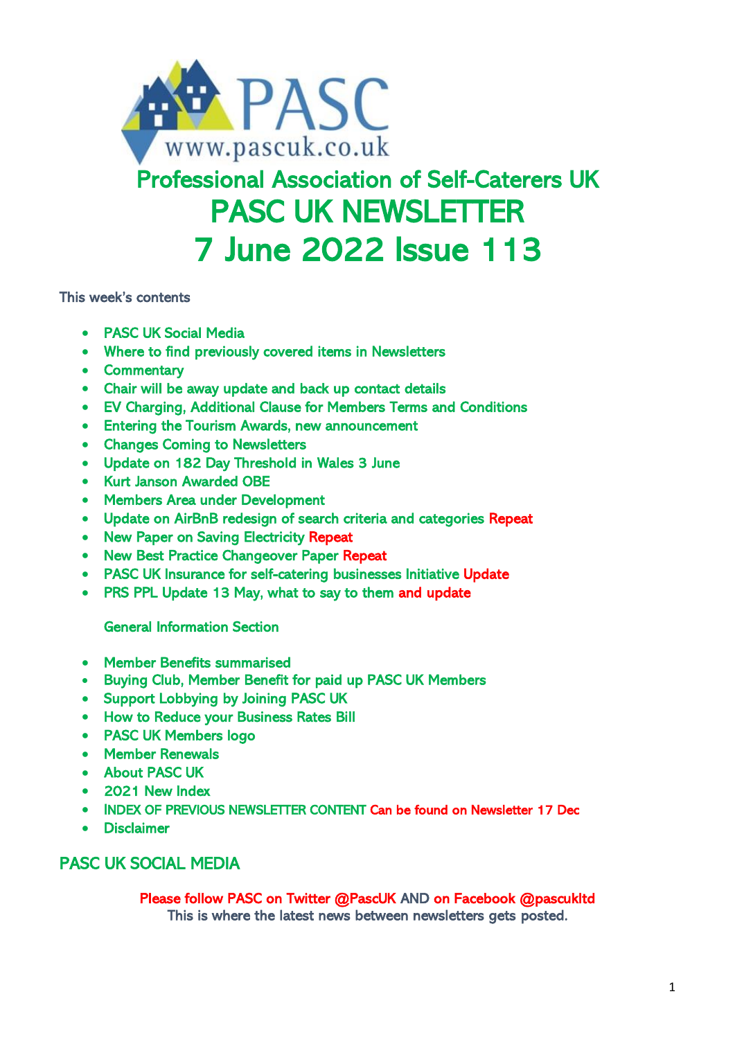PASC
www.pascuk.co.uk

# Professional Association of Self-Caterers UK

# PASC UK NEWSLETTER

# 7 June 2022 Issue 113

This week's contents

- PASC UK Social Media
- Where to find previously covered items in Newsletters
- Commentary
- Chair will be away update and back up contact details
- EV Charging, Additional Clause for Members Terms and Conditions
- Entering the Tourism Awards, new announcement
- Changes Coming to Newsletters
- Update on 182 Day Threshold in Wales 3 June
- Kurt Janson Awarded OBE
- Members Area under Development
- Update on AirBnB redesign of search criteria and categories Repeat
- New Paper on Saving Electricity Repeat
- New Best Practice Changeover Paper Repeat
- PASC UK Insurance for self-catering businesses Initiative Update
- PRS PPL Update 13 May, what to say to them and update

General Information Section

- Member Benefits summarised
- Buying Club, Member Benefit for paid up PASC UK Members
- Support Lobbying by Joining PASC UK
- How to Reduce your Business Rates Bill
- PASC UK Members logo
- Member Renewals
- About PASC UK
- 2021 New Index
- INDEX OF PREVIOUS NEWSLETTER CONTENT Can be found on Newsletter 17 Dec
- Disclaimer

## PASC UK SOCIAL MEDIA

Please follow PASC on Twitter @PascUK AND on Facebook @pascukltd
This is where the latest news between newsletters gets posted.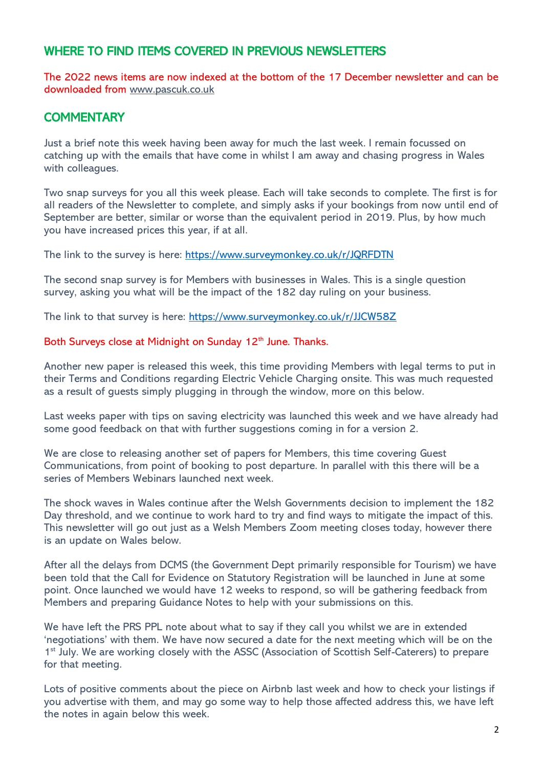## WHERE TO FIND ITEMS COVERED IN PREVIOUS NEWSLETTERS

The 2022 news items are now indexed at the bottom of the 17 December newsletter and can be downloaded from www.pascuk.co.uk

## COMMENTARY

Just a brief note this week having been away for much the last week. I remain focussed on catching up with the emails that have come in whilst I am away and chasing progress in Wales with colleagues.

Two snap surveys for you all this week please. Each will take seconds to complete. The first is for all readers of the Newsletter to complete, and simply asks if your bookings from now until end of September are better, similar or worse than the equivalent period in 2019. Plus, by how much you have increased prices this year, if at all.

The link to the survey is here: https://www.surveymonkey.co.uk/r/JQRFDTN

The second snap survey is for Members with businesses in Wales. This is a single question survey, asking you what will be the impact of the 182 day ruling on your business.

The link to that survey is here: https://www.surveymonkey.co.uk/r/JJCW58Z

Both Surveys close at Midnight on Sunday 12th June. Thanks.

Another new paper is released this week, this time providing Members with legal terms to put in their Terms and Conditions regarding Electric Vehicle Charging onsite. This was much requested as a result of guests simply plugging in through the window, more on this below.

Last weeks paper with tips on saving electricity was launched this week and we have already had some good feedback on that with further suggestions coming in for a version 2.

We are close to releasing another set of papers for Members, this time covering Guest Communications, from point of booking to post departure. In parallel with this there will be a series of Members Webinars launched next week.

The shock waves in Wales continue after the Welsh Governments decision to implement the 182 Day threshold, and we continue to work hard to try and find ways to mitigate the impact of this. This newsletter will go out just as a Welsh Members Zoom meeting closes today, however there is an update on Wales below.

After all the delays from DCMS (the Government Dept primarily responsible for Tourism) we have been told that the Call for Evidence on Statutory Registration will be launched in June at some point. Once launched we would have 12 weeks to respond, so will be gathering feedback from Members and preparing Guidance Notes to help with your submissions on this.

We have left the PRS PPL note about what to say if they call you whilst we are in extended 'negotiations' with them. We have now secured a date for the next meeting which will be on the 1st July. We are working closely with the ASSC (Association of Scottish Self-Caterers) to prepare for that meeting.

Lots of positive comments about the piece on Airbnb last week and how to check your listings if you advertise with them, and may go some way to help those affected address this, we have left the notes in again below this week.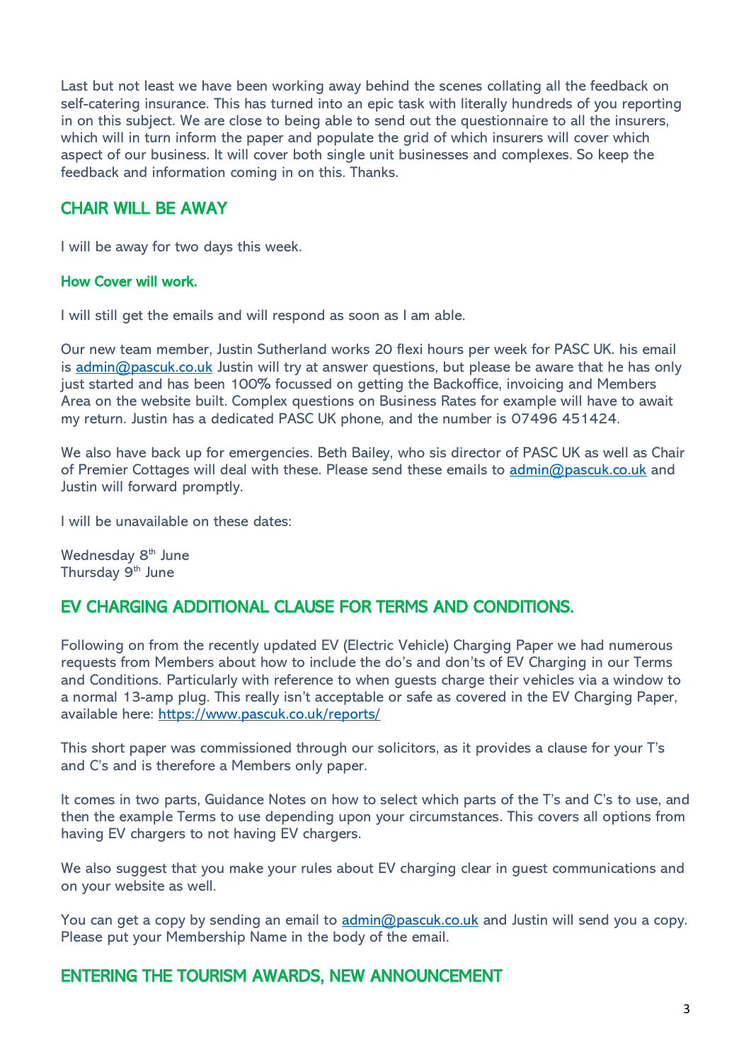Last but not least we have been working away behind the scenes collating all the feedback on self-catering insurance. This has turned into an epic task with literally hundreds of you reporting in on this subject. We are close to being able to send out the questionnaire to all the insurers, which will in turn inform the paper and populate the grid of which insurers will cover which aspect of our business. It will cover both single unit businesses and complexes. So keep the feedback and information coming in on this. Thanks.

## CHAIR WILL BE AWAY

I will be away for two days this week.

### How Cover will work.

I will still get the emails and will respond as soon as I am able.

Our new team member, Justin Sutherland works 20 flexi hours per week for PASC UK. his email is admin@pascuk.co.uk Justin will try at answer questions, but please be aware that he has only just started and has been 100% focussed on getting the Backoffice, invoicing and Members Area on the website built. Complex questions on Business Rates for example will have to await my return. Justin has a dedicated PASC UK phone, and the number is 07496 451424.

We also have back up for emergencies. Beth Bailey, who sis director of PASC UK as well as Chair of Premier Cottages will deal with these. Please send these emails to admin@pascuk.co.uk and Justin will forward promptly.

I will be unavailable on these dates:

Wednesday 8th June
Thursday 9th June

## EV CHARGING ADDITIONAL CLAUSE FOR TERMS AND CONDITIONS.

Following on from the recently updated EV (Electric Vehicle) Charging Paper we had numerous requests from Members about how to include the do's and don'ts of EV Charging in our Terms and Conditions. Particularly with reference to when guests charge their vehicles via a window to a normal 13-amp plug. This really isn't acceptable or safe as covered in the EV Charging Paper, available here: https://www.pascuk.co.uk/reports/

This short paper was commissioned through our solicitors, as it provides a clause for your T's and C's and is therefore a Members only paper.

It comes in two parts, Guidance Notes on how to select which parts of the T's and C's to use, and then the example Terms to use depending upon your circumstances. This covers all options from having EV chargers to not having EV chargers.

We also suggest that you make your rules about EV charging clear in guest communications and on your website as well.

You can get a copy by sending an email to admin@pascuk.co.uk and Justin will send you a copy. Please put your Membership Name in the body of the email.

## ENTERING THE TOURISM AWARDS, NEW ANNOUNCEMENT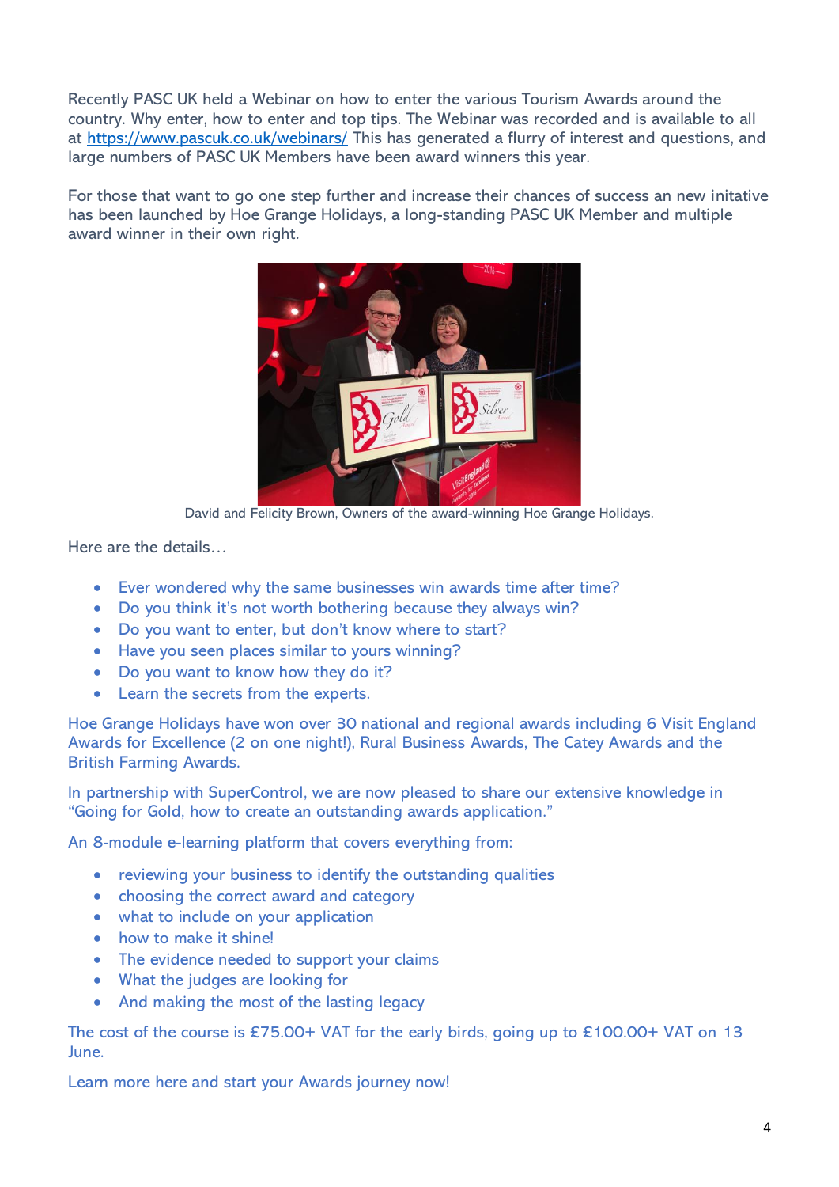Recently PASC UK held a Webinar on how to enter the various Tourism Awards around the country. Why enter, how to enter and top tips. The Webinar was recorded and is available to all at [https://www.pascuk.co.uk/webinars/](https://www.pascuk.co.uk/webinars/) This has generated a flurry of interest and questions, and large numbers of PASC UK Members have been award winners this year.

For those that want to go one step further and increase their chances of success an new initative has been launched by Hoe Grange Holidays, a long-standing PASC UK Member and multiple award winner in their own right.

David and Felicity Brown, Owners of the award-winning Hoe Grange Holidays.

Here are the details…

- Ever wondered why the same businesses win awards time after time?
- Do you think it's not worth bothering because they always win?
- Do you want to enter, but don't know where to start?
- Have you seen places similar to yours winning?
- Do you want to know how they do it?
- Learn the secrets from the experts.

Hoe Grange Holidays have won over 30 national and regional awards including 6 Visit England Awards for Excellence (2 on one night!), Rural Business Awards, The Catey Awards and the British Farming Awards.

In partnership with SuperControl, we are now pleased to share our extensive knowledge in "Going for Gold, how to create an outstanding awards application."

An 8-module e-learning platform that covers everything from:

- reviewing your business to identify the outstanding qualities
- choosing the correct award and category
- what to include on your application
- how to make it shine!
- The evidence needed to support your claims
- What the judges are looking for
- And making the most of the lasting legacy

The cost of the course is £75.00+ VAT for the early birds, going up to £100.00+ VAT on 13 June.

Learn more here and start your Awards journey now!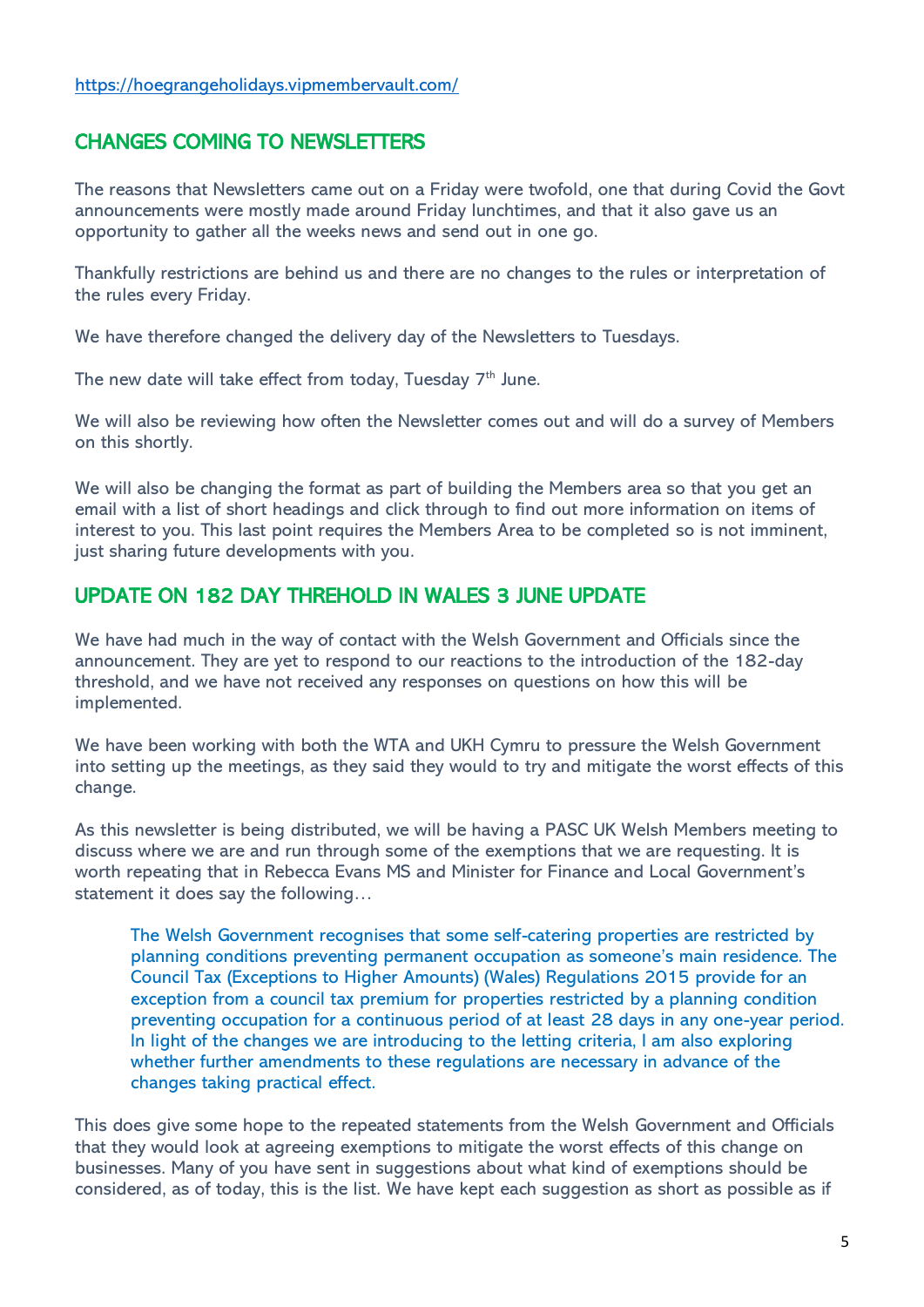https://hoegrangeholidays.vipmembervault.com/

## CHANGES COMING TO NEWSLETTERS

The reasons that Newsletters came out on a Friday were twofold, one that during Covid the Govt announcements were mostly made around Friday lunchtimes, and that it also gave us an opportunity to gather all the weeks news and send out in one go.

Thankfully restrictions are behind us and there are no changes to the rules or interpretation of the rules every Friday.

We have therefore changed the delivery day of the Newsletters to Tuesdays.

The new date will take effect from today, Tuesday 7th June.

We will also be reviewing how often the Newsletter comes out and will do a survey of Members on this shortly.

We will also be changing the format as part of building the Members area so that you get an email with a list of short headings and click through to find out more information on items of interest to you. This last point requires the Members Area to be completed so is not imminent, just sharing future developments with you.

## UPDATE ON 182 DAY THREHOLD IN WALES 3 JUNE UPDATE

We have had much in the way of contact with the Welsh Government and Officials since the announcement. They are yet to respond to our reactions to the introduction of the 182-day threshold, and we have not received any responses on questions on how this will be implemented.

We have been working with both the WTA and UKH Cymru to pressure the Welsh Government into setting up the meetings, as they said they would to try and mitigate the worst effects of this change.

As this newsletter is being distributed, we will be having a PASC UK Welsh Members meeting to discuss where we are and run through some of the exemptions that we are requesting. It is worth repeating that in Rebecca Evans MS and Minister for Finance and Local Government's statement it does say the following…

> The Welsh Government recognises that some self-catering properties are restricted by planning conditions preventing permanent occupation as someone's main residence. The Council Tax (Exceptions to Higher Amounts) (Wales) Regulations 2015 provide for an exception from a council tax premium for properties restricted by a planning condition preventing occupation for a continuous period of at least 28 days in any one-year period. In light of the changes we are introducing to the letting criteria, I am also exploring whether further amendments to these regulations are necessary in advance of the changes taking practical effect.

This does give some hope to the repeated statements from the Welsh Government and Officials that they would look at agreeing exemptions to mitigate the worst effects of this change on businesses. Many of you have sent in suggestions about what kind of exemptions should be considered, as of today, this is the list. We have kept each suggestion as short as possible as if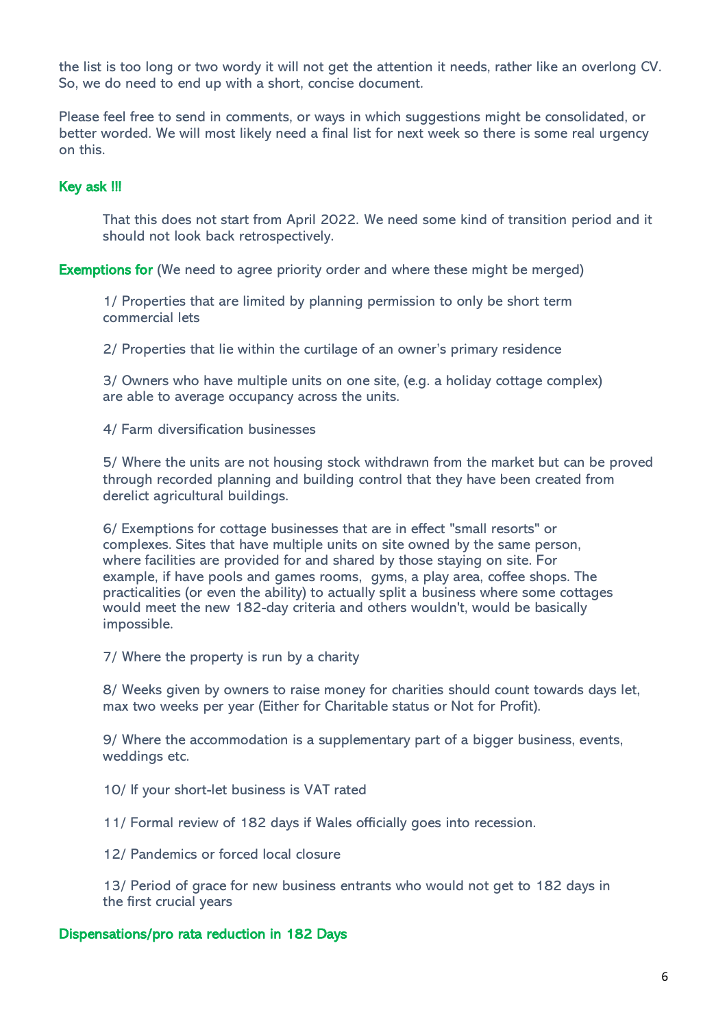the list is too long or two wordy it will not get the attention it needs, rather like an overlong CV. So, we do need to end up with a short, concise document.

Please feel free to send in comments, or ways in which suggestions might be consolidated, or better worded. We will most likely need a final list for next week so there is some real urgency on this.

### Key ask !!!

That this does not start from April 2022. We need some kind of transition period and it should not look back retrospectively.

**Exemptions for** (We need to agree priority order and where these might be merged)

1/ Properties that are limited by planning permission to only be short term commercial lets

2/ Properties that lie within the curtilage of an owner's primary residence

3/ Owners who have multiple units on one site, (e.g. a holiday cottage complex) are able to average occupancy across the units.

4/ Farm diversification businesses

5/ Where the units are not housing stock withdrawn from the market but can be proved through recorded planning and building control that they have been created from derelict agricultural buildings.

6/ Exemptions for cottage businesses that are in effect "small resorts" or complexes. Sites that have multiple units on site owned by the same person, where facilities are provided for and shared by those staying on site. For example, if have pools and games rooms, gyms, a play area, coffee shops. The practicalities (or even the ability) to actually split a business where some cottages would meet the new 182-day criteria and others wouldn't, would be basically impossible.

7/ Where the property is run by a charity

8/ Weeks given by owners to raise money for charities should count towards days let, max two weeks per year (Either for Charitable status or Not for Profit).

9/ Where the accommodation is a supplementary part of a bigger business, events, weddings etc.

10/ If your short-let business is VAT rated

11/ Formal review of 182 days if Wales officially goes into recession.

12/ Pandemics or forced local closure

13/ Period of grace for new business entrants who would not get to 182 days in the first crucial years

### Dispensations/pro rata reduction in 182 Days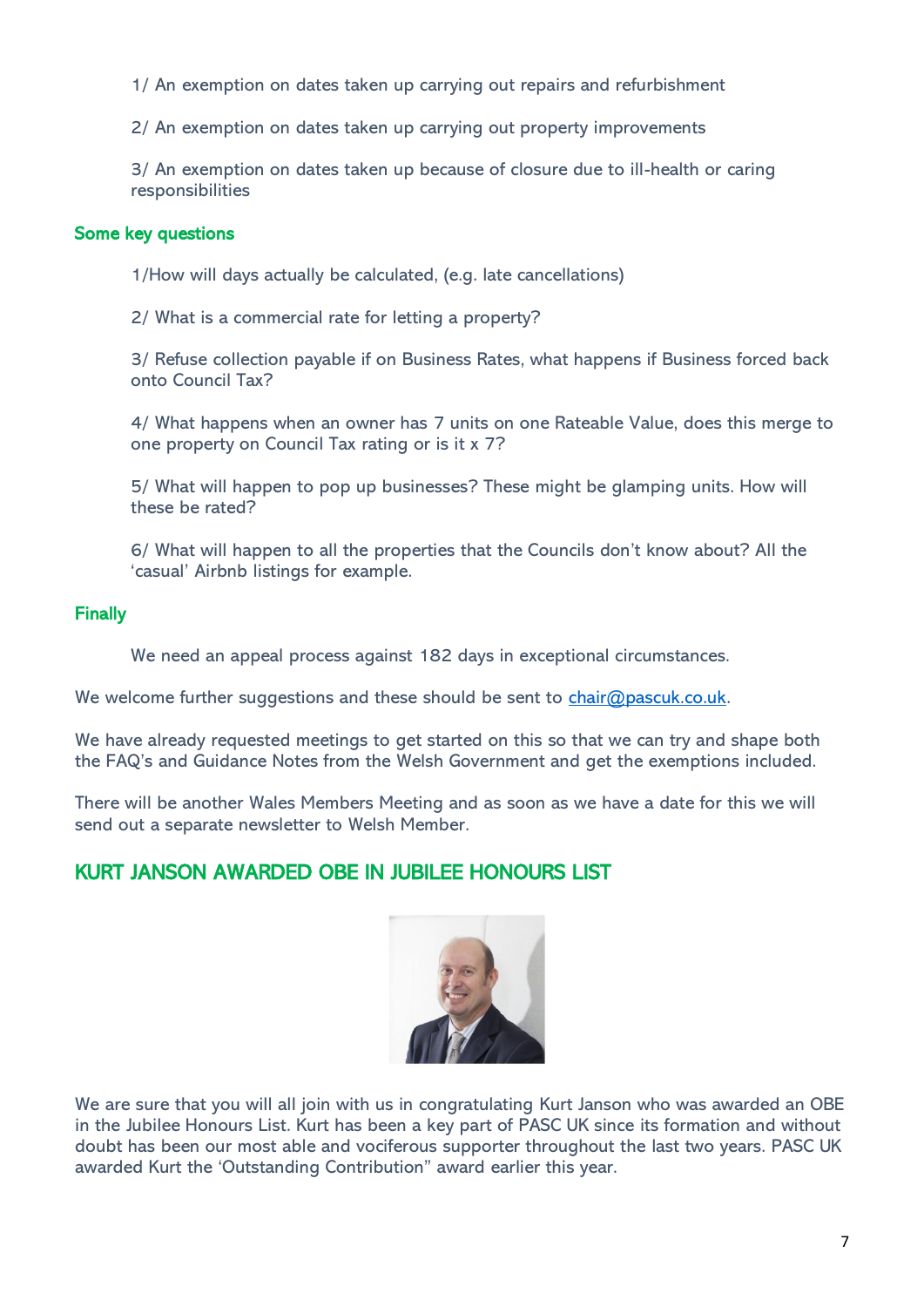1/ An exemption on dates taken up carrying out repairs and refurbishment

2/ An exemption on dates taken up carrying out property improvements

3/ An exemption on dates taken up because of closure due to ill-health or caring responsibilities

### Some key questions

1/How will days actually be calculated, (e.g. late cancellations)

2/ What is a commercial rate for letting a property?

3/ Refuse collection payable if on Business Rates, what happens if Business forced back onto Council Tax?

4/ What happens when an owner has 7 units on one Rateable Value, does this merge to one property on Council Tax rating or is it x 7?

5/ What will happen to pop up businesses? These might be glamping units. How will these be rated?

6/ What will happen to all the properties that the Councils don't know about? All the 'casual' Airbnb listings for example.

### Finally

We need an appeal process against 182 days in exceptional circumstances.

We welcome further suggestions and these should be sent to chair@pascuk.co.uk.

We have already requested meetings to get started on this so that we can try and shape both the FAQ's and Guidance Notes from the Welsh Government and get the exemptions included.

There will be another Wales Members Meeting and as soon as we have a date for this we will send out a separate newsletter to Welsh Member.

## KURT JANSON AWARDED OBE IN JUBILEE HONOURS LIST

We are sure that you will all join with us in congratulating Kurt Janson who was awarded an OBE in the Jubilee Honours List. Kurt has been a key part of PASC UK since its formation and without doubt has been our most able and vociferous supporter throughout the last two years. PASC UK awarded Kurt the 'Outstanding Contribution" award earlier this year.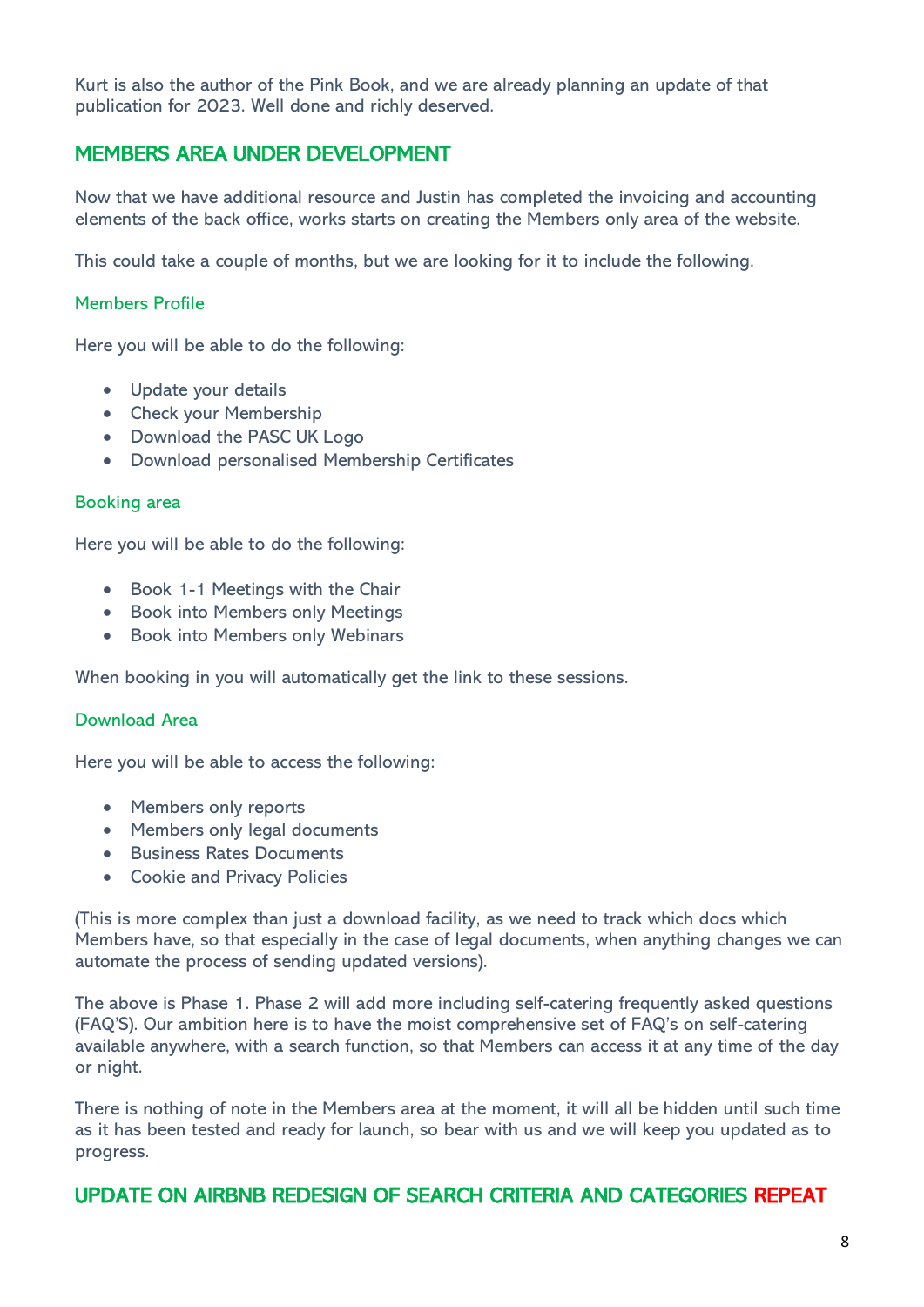Kurt is also the author of the Pink Book, and we are already planning an update of that publication for 2023. Well done and richly deserved.

## MEMBERS AREA UNDER DEVELOPMENT

Now that we have additional resource and Justin has completed the invoicing and accounting elements of the back office, works starts on creating the Members only area of the website.

This could take a couple of months, but we are looking for it to include the following.

### Members Profile

Here you will be able to do the following:

- Update your details
- Check your Membership
- Download the PASC UK Logo
- Download personalised Membership Certificates

### Booking area

Here you will be able to do the following:

- Book 1-1 Meetings with the Chair
- Book into Members only Meetings
- Book into Members only Webinars

When booking in you will automatically get the link to these sessions.

### Download Area

Here you will be able to access the following:

- Members only reports
- Members only legal documents
- Business Rates Documents
- Cookie and Privacy Policies

(This is more complex than just a download facility, as we need to track which docs which Members have, so that especially in the case of legal documents, when anything changes we can automate the process of sending updated versions).

The above is Phase 1. Phase 2 will add more including self-catering frequently asked questions (FAQ'S). Our ambition here is to have the moist comprehensive set of FAQ's on self-catering available anywhere, with a search function, so that Members can access it at any time of the day or night.

There is nothing of note in the Members area at the moment, it will all be hidden until such time as it has been tested and ready for launch, so bear with us and we will keep you updated as to progress.

## UPDATE ON AIRBNB REDESIGN OF SEARCH CRITERIA AND CATEGORIES REPEAT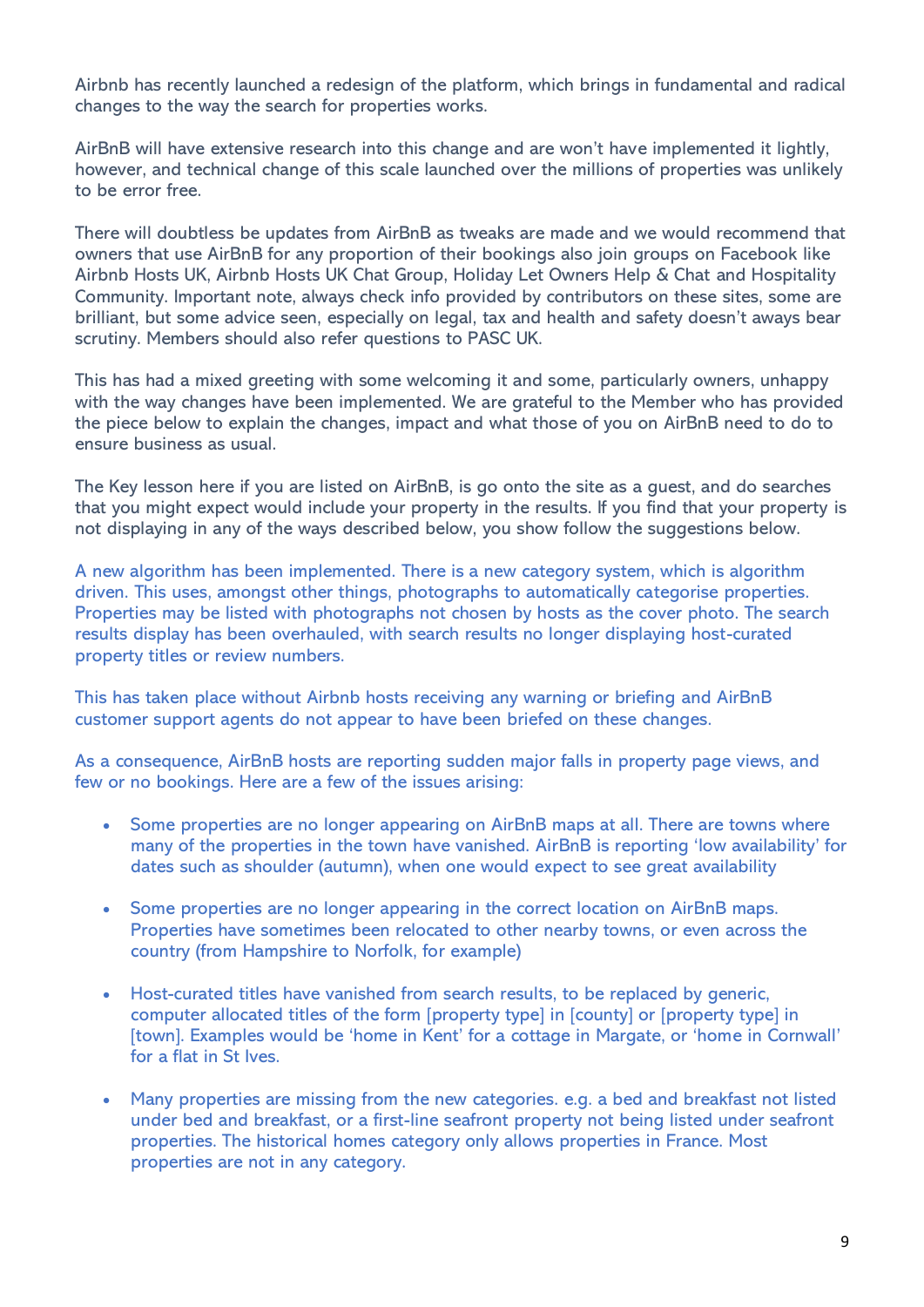Airbnb has recently launched a redesign of the platform, which brings in fundamental and radical changes to the way the search for properties works.

AirBnB will have extensive research into this change and are won't have implemented it lightly, however, and technical change of this scale launched over the millions of properties was unlikely to be error free.

There will doubtless be updates from AirBnB as tweaks are made and we would recommend that owners that use AirBnB for any proportion of their bookings also join groups on Facebook like Airbnb Hosts UK, Airbnb Hosts UK Chat Group, Holiday Let Owners Help & Chat and Hospitality Community. Important note, always check info provided by contributors on these sites, some are brilliant, but some advice seen, especially on legal, tax and health and safety doesn't aways bear scrutiny. Members should also refer questions to PASC UK.

This has had a mixed greeting with some welcoming it and some, particularly owners, unhappy with the way changes have been implemented. We are grateful to the Member who has provided the piece below to explain the changes, impact and what those of you on AirBnB need to do to ensure business as usual.

The Key lesson here if you are listed on AirBnB, is go onto the site as a guest, and do searches that you might expect would include your property in the results. If you find that your property is not displaying in any of the ways described below, you show follow the suggestions below.

A new algorithm has been implemented. There is a new category system, which is algorithm driven. This uses, amongst other things, photographs to automatically categorise properties. Properties may be listed with photographs not chosen by hosts as the cover photo. The search results display has been overhauled, with search results no longer displaying host-curated property titles or review numbers.

This has taken place without Airbnb hosts receiving any warning or briefing and AirBnB customer support agents do not appear to have been briefed on these changes.

As a consequence, AirBnB hosts are reporting sudden major falls in property page views, and few or no bookings. Here are a few of the issues arising:

- Some properties are no longer appearing on AirBnB maps at all. There are towns where many of the properties in the town have vanished. AirBnB is reporting 'low availability' for dates such as shoulder (autumn), when one would expect to see great availability

- Some properties are no longer appearing in the correct location on AirBnB maps. Properties have sometimes been relocated to other nearby towns, or even across the country (from Hampshire to Norfolk, for example)

- Host-curated titles have vanished from search results, to be replaced by generic, computer allocated titles of the form [property type] in [county] or [property type] in [town]. Examples would be 'home in Kent' for a cottage in Margate, or 'home in Cornwall' for a flat in St Ives.

- Many properties are missing from the new categories. e.g. a bed and breakfast not listed under bed and breakfast, or a first-line seafront property not being listed under seafront properties. The historical homes category only allows properties in France. Most properties are not in any category.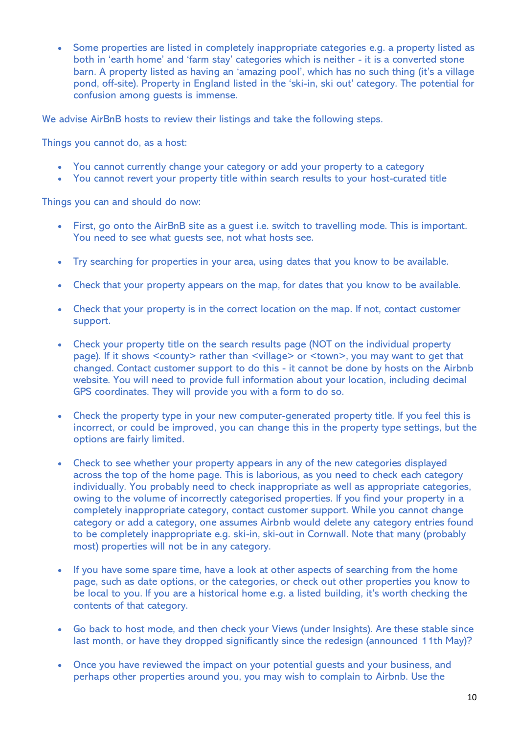- Some properties are listed in completely inappropriate categories e.g. a property listed as both in 'earth home' and 'farm stay' categories which is neither - it is a converted stone barn. A property listed as having an 'amazing pool', which has no such thing (it's a village pond, off-site). Property in England listed in the 'ski-in, ski out' category. The potential for confusion among guests is immense.

We advise AirBnB hosts to review their listings and take the following steps.

Things you cannot do, as a host:

- You cannot currently change your category or add your property to a category
- You cannot revert your property title within search results to your host-curated title

Things you can and should do now:

- First, go onto the AirBnB site as a guest i.e. switch to travelling mode. This is important. You need to see what guests see, not what hosts see.

- Try searching for properties in your area, using dates that you know to be available.

- Check that your property appears on the map, for dates that you know to be available.

- Check that your property is in the correct location on the map. If not, contact customer support.

- Check your property title on the search results page (NOT on the individual property page). If it shows <county> rather than <village> or <town>, you may want to get that changed. Contact customer support to do this - it cannot be done by hosts on the Airbnb website. You will need to provide full information about your location, including decimal GPS coordinates. They will provide you with a form to do so.

- Check the property type in your new computer-generated property title. If you feel this is incorrect, or could be improved, you can change this in the property type settings, but the options are fairly limited.

- Check to see whether your property appears in any of the new categories displayed across the top of the home page. This is laborious, as you need to check each category individually. You probably need to check inappropriate as well as appropriate categories, owing to the volume of incorrectly categorised properties. If you find your property in a completely inappropriate category, contact customer support. While you cannot change category or add a category, one assumes Airbnb would delete any category entries found to be completely inappropriate e.g. ski-in, ski-out in Cornwall. Note that many (probably most) properties will not be in any category.

- If you have some spare time, have a look at other aspects of searching from the home page, such as date options, or the categories, or check out other properties you know to be local to you. If you are a historical home e.g. a listed building, it's worth checking the contents of that category.

- Go back to host mode, and then check your Views (under Insights). Are these stable since last month, or have they dropped significantly since the redesign (announced 11th May)?

- Once you have reviewed the impact on your potential guests and your business, and perhaps other properties around you, you may wish to complain to Airbnb. Use the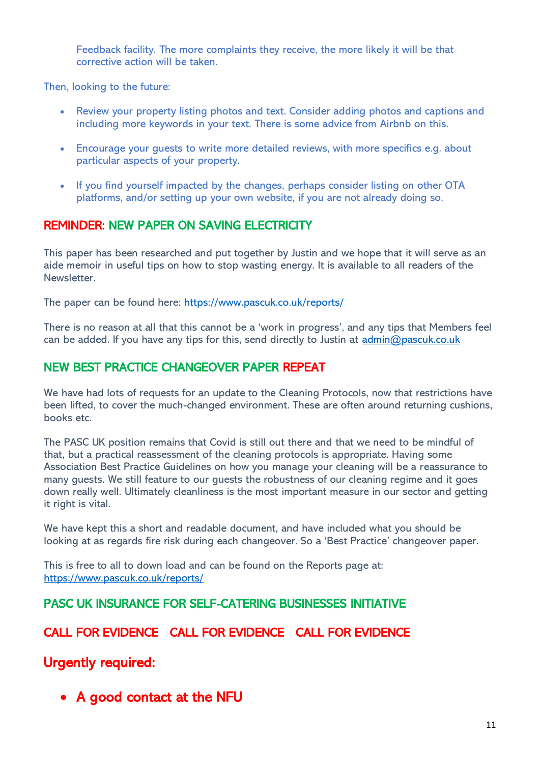Feedback facility. The more complaints they receive, the more likely it will be that corrective action will be taken.

Then, looking to the future:

- Review your property listing photos and text. Consider adding photos and captions and including more keywords in your text. There is some advice from Airbnb on this.

- Encourage your guests to write more detailed reviews, with more specifics e.g. about particular aspects of your property.

- If you find yourself impacted by the changes, perhaps consider listing on other OTA platforms, and/or setting up your own website, if you are not already doing so.

## REMINDER: NEW PAPER ON SAVING ELECTRICITY

This paper has been researched and put together by Justin and we hope that it will serve as an aide memoir in useful tips on how to stop wasting energy. It is available to all readers of the Newsletter.

The paper can be found here: https://www.pascuk.co.uk/reports/

There is no reason at all that this cannot be a 'work in progress', and any tips that Members feel can be added. If you have any tips for this, send directly to Justin at admin@pascuk.co.uk

## NEW BEST PRACTICE CHANGEOVER PAPER REPEAT

We have had lots of requests for an update to the Cleaning Protocols, now that restrictions have been lifted, to cover the much-changed environment. These are often around returning cushions, books etc.

The PASC UK position remains that Covid is still out there and that we need to be mindful of that, but a practical reassessment of the cleaning protocols is appropriate. Having some Association Best Practice Guidelines on how you manage your cleaning will be a reassurance to many guests. We still feature to our guests the robustness of our cleaning regime and it goes down really well. Ultimately cleanliness is the most important measure in our sector and getting it right is vital.

We have kept this a short and readable document, and have included what you should be looking at as regards fire risk during each changeover. So a 'Best Practice' changeover paper.

This is free to all to down load and can be found on the Reports page at: https://www.pascuk.co.uk/reports/

## PASC UK INSURANCE FOR SELF-CATERING BUSINESSES INITIATIVE

## CALL FOR EVIDENCE CALL FOR EVIDENCE CALL FOR EVIDENCE

## Urgently required:

- **A good contact at the NFU**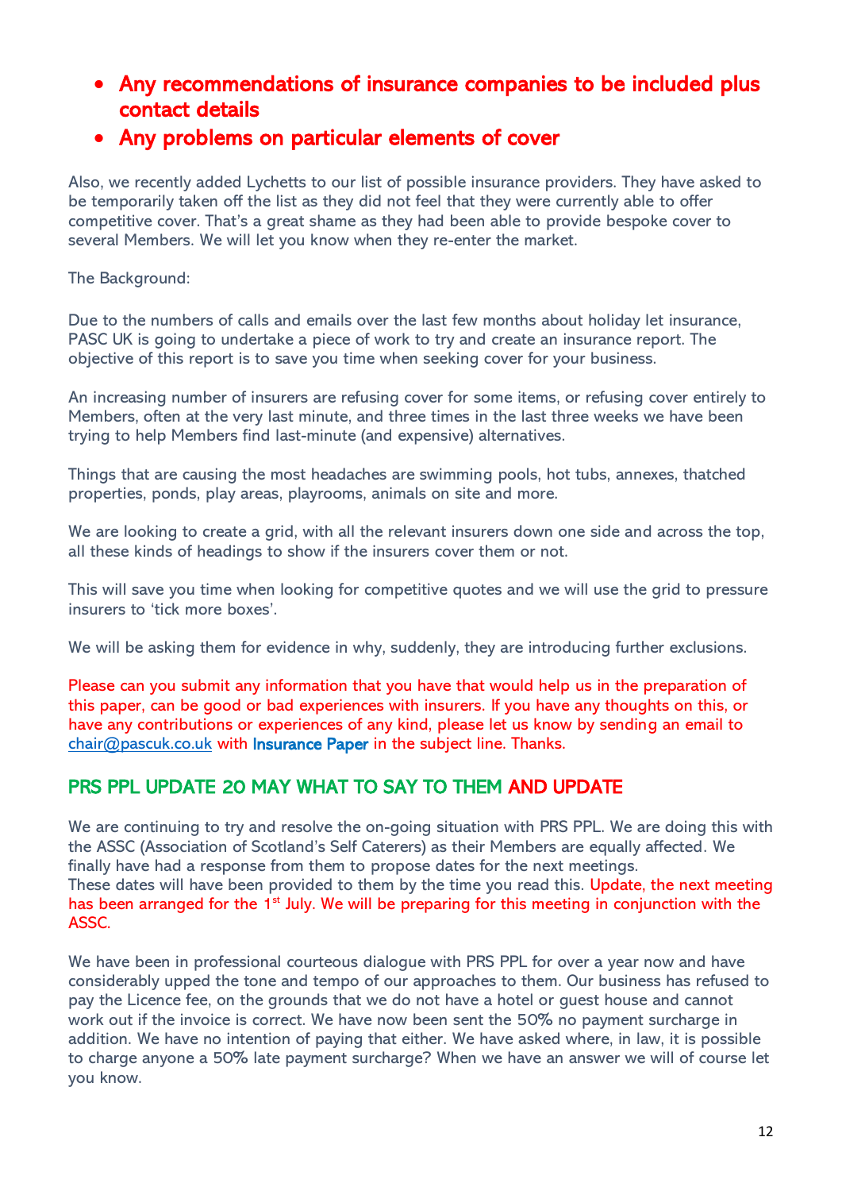- **Any recommendations of insurance companies to be included plus contact details**
- **Any problems on particular elements of cover**

Also, we recently added Lychetts to our list of possible insurance providers. They have asked to be temporarily taken off the list as they did not feel that they were currently able to offer competitive cover. That's a great shame as they had been able to provide bespoke cover to several Members. We will let you know when they re-enter the market.

The Background:

Due to the numbers of calls and emails over the last few months about holiday let insurance, PASC UK is going to undertake a piece of work to try and create an insurance report. The objective of this report is to save you time when seeking cover for your business.

An increasing number of insurers are refusing cover for some items, or refusing cover entirely to Members, often at the very last minute, and three times in the last three weeks we have been trying to help Members find last-minute (and expensive) alternatives.

Things that are causing the most headaches are swimming pools, hot tubs, annexes, thatched properties, ponds, play areas, playrooms, animals on site and more.

We are looking to create a grid, with all the relevant insurers down one side and across the top, all these kinds of headings to show if the insurers cover them or not.

This will save you time when looking for competitive quotes and we will use the grid to pressure insurers to 'tick more boxes'.

We will be asking them for evidence in why, suddenly, they are introducing further exclusions.

Please can you submit any information that you have that would help us in the preparation of this paper, can be good or bad experiences with insurers. If you have any thoughts on this, or have any contributions or experiences of any kind, please let us know by sending an email to chair@pascuk.co.uk with Insurance Paper in the subject line. Thanks.

## PRS PPL UPDATE 20 MAY WHAT TO SAY TO THEM AND UPDATE

We are continuing to try and resolve the on-going situation with PRS PPL. We are doing this with the ASSC (Association of Scotland's Self Caterers) as their Members are equally affected. We finally have had a response from them to propose dates for the next meetings.
These dates will have been provided to them by the time you read this. Update, the next meeting has been arranged for the 1st July. We will be preparing for this meeting in conjunction with the ASSC.

We have been in professional courteous dialogue with PRS PPL for over a year now and have considerably upped the tone and tempo of our approaches to them. Our business has refused to pay the Licence fee, on the grounds that we do not have a hotel or guest house and cannot work out if the invoice is correct. We have now been sent the 50% no payment surcharge in addition. We have no intention of paying that either. We have asked where, in law, it is possible to charge anyone a 50% late payment surcharge? When we have an answer we will of course let you know.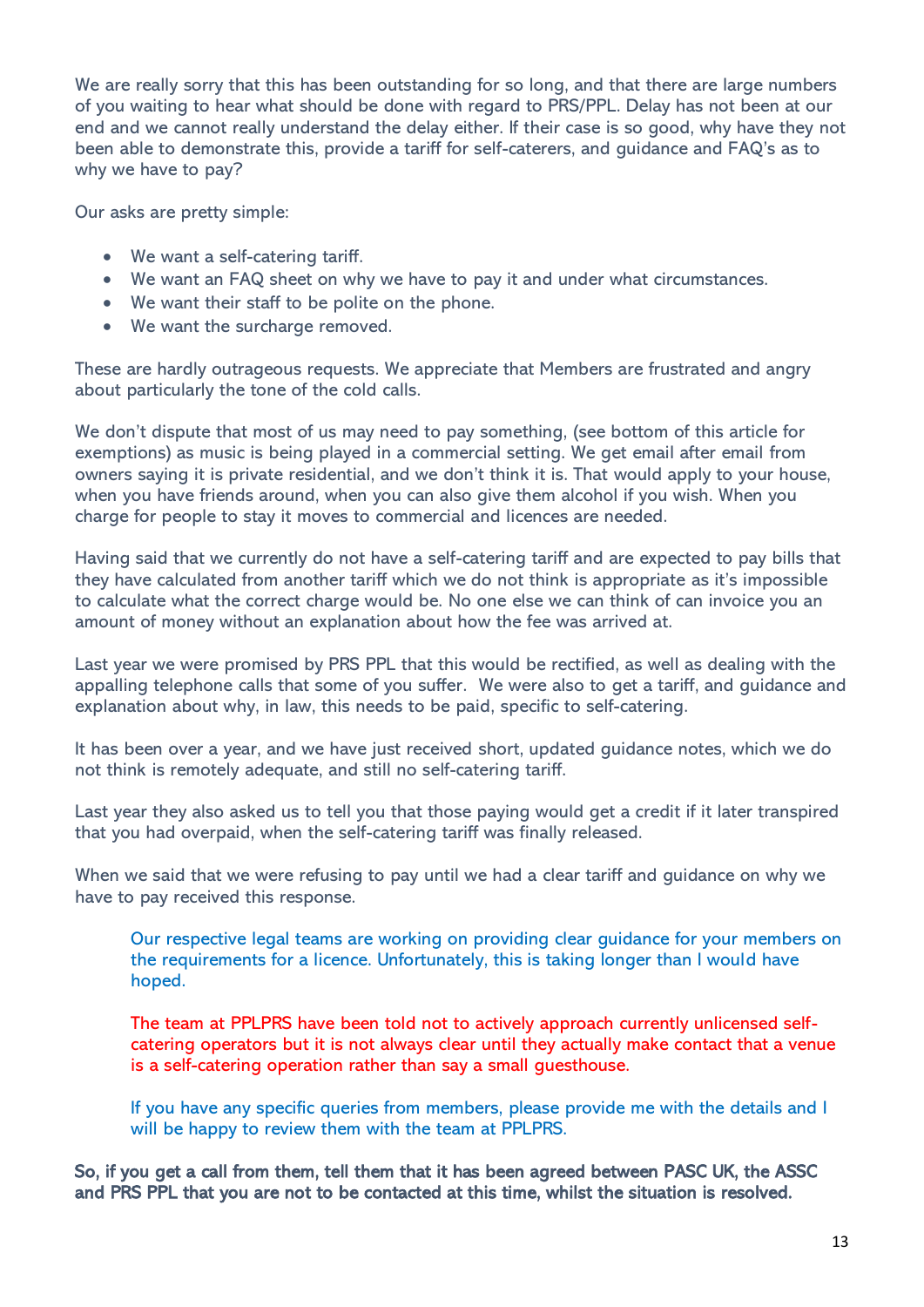We are really sorry that this has been outstanding for so long, and that there are large numbers of you waiting to hear what should be done with regard to PRS/PPL. Delay has not been at our end and we cannot really understand the delay either. If their case is so good, why have they not been able to demonstrate this, provide a tariff for self-caterers, and guidance and FAQ's as to why we have to pay?

Our asks are pretty simple:

- We want a self-catering tariff.
- We want an FAQ sheet on why we have to pay it and under what circumstances.
- We want their staff to be polite on the phone.
- We want the surcharge removed.

These are hardly outrageous requests. We appreciate that Members are frustrated and angry about particularly the tone of the cold calls.

We don't dispute that most of us may need to pay something, (see bottom of this article for exemptions) as music is being played in a commercial setting. We get email after email from owners saying it is private residential, and we don't think it is. That would apply to your house, when you have friends around, when you can also give them alcohol if you wish. When you charge for people to stay it moves to commercial and licences are needed.

Having said that we currently do not have a self-catering tariff and are expected to pay bills that they have calculated from another tariff which we do not think is appropriate as it's impossible to calculate what the correct charge would be. No one else we can think of can invoice you an amount of money without an explanation about how the fee was arrived at.

Last year we were promised by PRS PPL that this would be rectified, as well as dealing with the appalling telephone calls that some of you suffer. We were also to get a tariff, and guidance and explanation about why, in law, this needs to be paid, specific to self-catering.

It has been over a year, and we have just received short, updated guidance notes, which we do not think is remotely adequate, and still no self-catering tariff.

Last year they also asked us to tell you that those paying would get a credit if it later transpired that you had overpaid, when the self-catering tariff was finally released.

When we said that we were refusing to pay until we had a clear tariff and guidance on why we have to pay received this response.

> Our respective legal teams are working on providing clear guidance for your members on the requirements for a licence. Unfortunately, this is taking longer than I would have hoped.
>
> The team at PPLPRS have been told not to actively approach currently unlicensed self-catering operators but it is not always clear until they actually make contact that a venue is a self-catering operation rather than say a small guesthouse.
>
> If you have any specific queries from members, please provide me with the details and I will be happy to review them with the team at PPLPRS.

**So, if you get a call from them, tell them that it has been agreed between PASC UK, the ASSC and PRS PPL that you are not to be contacted at this time, whilst the situation is resolved.**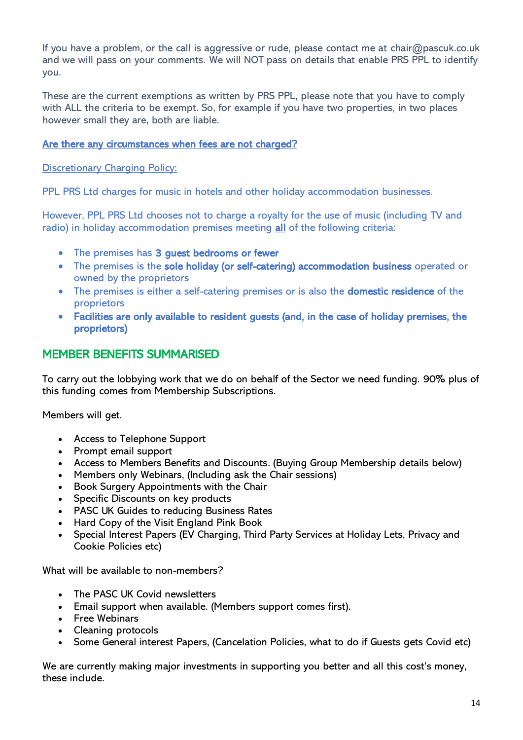If you have a problem, or the call is aggressive or rude, please contact me at chair@pascuk.co.uk and we will pass on your comments. We will NOT pass on details that enable PRS PPL to identify you.

These are the current exemptions as written by PRS PPL, please note that you have to comply with ALL the criteria to be exempt. So, for example if you have two properties, in two places however small they are, both are liable.

**Are there any circumstances when fees are not charged?**

Discretionary Charging Policy:

PPL PRS Ltd charges for music in hotels and other holiday accommodation businesses.

However, PPL PRS Ltd chooses not to charge a royalty for the use of music (including TV and radio) in holiday accommodation premises meeting **all** of the following criteria:

- The premises has **3 guest bedrooms or fewer**
- The premises is the **sole holiday (or self-catering) accommodation business** operated or owned by the proprietors
- The premises is either a self-catering premises or is also the **domestic residence** of the proprietors
- **Facilities are only available to resident guests (and, in the case of holiday premises, the proprietors)**

## MEMBER BENEFITS SUMMARISED

To carry out the lobbying work that we do on behalf of the Sector we need funding. 90% plus of this funding comes from Membership Subscriptions.

Members will get.

- Access to Telephone Support
- Prompt email support
- Access to Members Benefits and Discounts. (Buying Group Membership details below)
- Members only Webinars, (Including ask the Chair sessions)
- Book Surgery Appointments with the Chair
- Specific Discounts on key products
- PASC UK Guides to reducing Business Rates
- Hard Copy of the Visit England Pink Book
- Special Interest Papers (EV Charging, Third Party Services at Holiday Lets, Privacy and Cookie Policies etc)

What will be available to non-members?

- The PASC UK Covid newsletters
- Email support when available. (Members support comes first).
- Free Webinars
- Cleaning protocols
- Some General interest Papers, (Cancelation Policies, what to do if Guests gets Covid etc)

We are currently making major investments in supporting you better and all this cost's money, these include.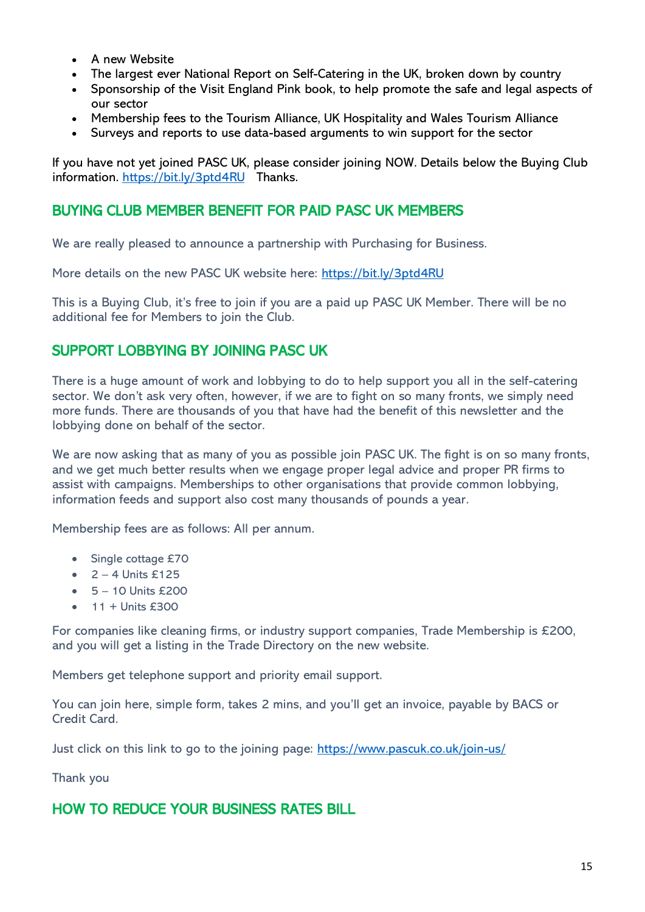- A new Website
- The largest ever National Report on Self-Catering in the UK, broken down by country
- Sponsorship of the Visit England Pink book, to help promote the safe and legal aspects of our sector
- Membership fees to the Tourism Alliance, UK Hospitality and Wales Tourism Alliance
- Surveys and reports to use data-based arguments to win support for the sector

If you have not yet joined PASC UK, please consider joining NOW. Details below the Buying Club information. https://bit.ly/3ptd4RU Thanks.

## BUYING CLUB MEMBER BENEFIT FOR PAID PASC UK MEMBERS

We are really pleased to announce a partnership with Purchasing for Business.

More details on the new PASC UK website here: https://bit.ly/3ptd4RU

This is a Buying Club, it's free to join if you are a paid up PASC UK Member. There will be no additional fee for Members to join the Club.

## SUPPORT LOBBYING BY JOINING PASC UK

There is a huge amount of work and lobbying to do to help support you all in the self-catering sector. We don't ask very often, however, if we are to fight on so many fronts, we simply need more funds. There are thousands of you that have had the benefit of this newsletter and the lobbying done on behalf of the sector.

We are now asking that as many of you as possible join PASC UK. The fight is on so many fronts, and we get much better results when we engage proper legal advice and proper PR firms to assist with campaigns. Memberships to other organisations that provide common lobbying, information feeds and support also cost many thousands of pounds a year.

Membership fees are as follows: All per annum.

- Single cottage £70
- 2 – 4 Units £125
- 5 – 10 Units £200
- 11 + Units £300

For companies like cleaning firms, or industry support companies, Trade Membership is £200, and you will get a listing in the Trade Directory on the new website.

Members get telephone support and priority email support.

You can join here, simple form, takes 2 mins, and you'll get an invoice, payable by BACS or Credit Card.

Just click on this link to go to the joining page: https://www.pascuk.co.uk/join-us/

Thank you

## HOW TO REDUCE YOUR BUSINESS RATES BILL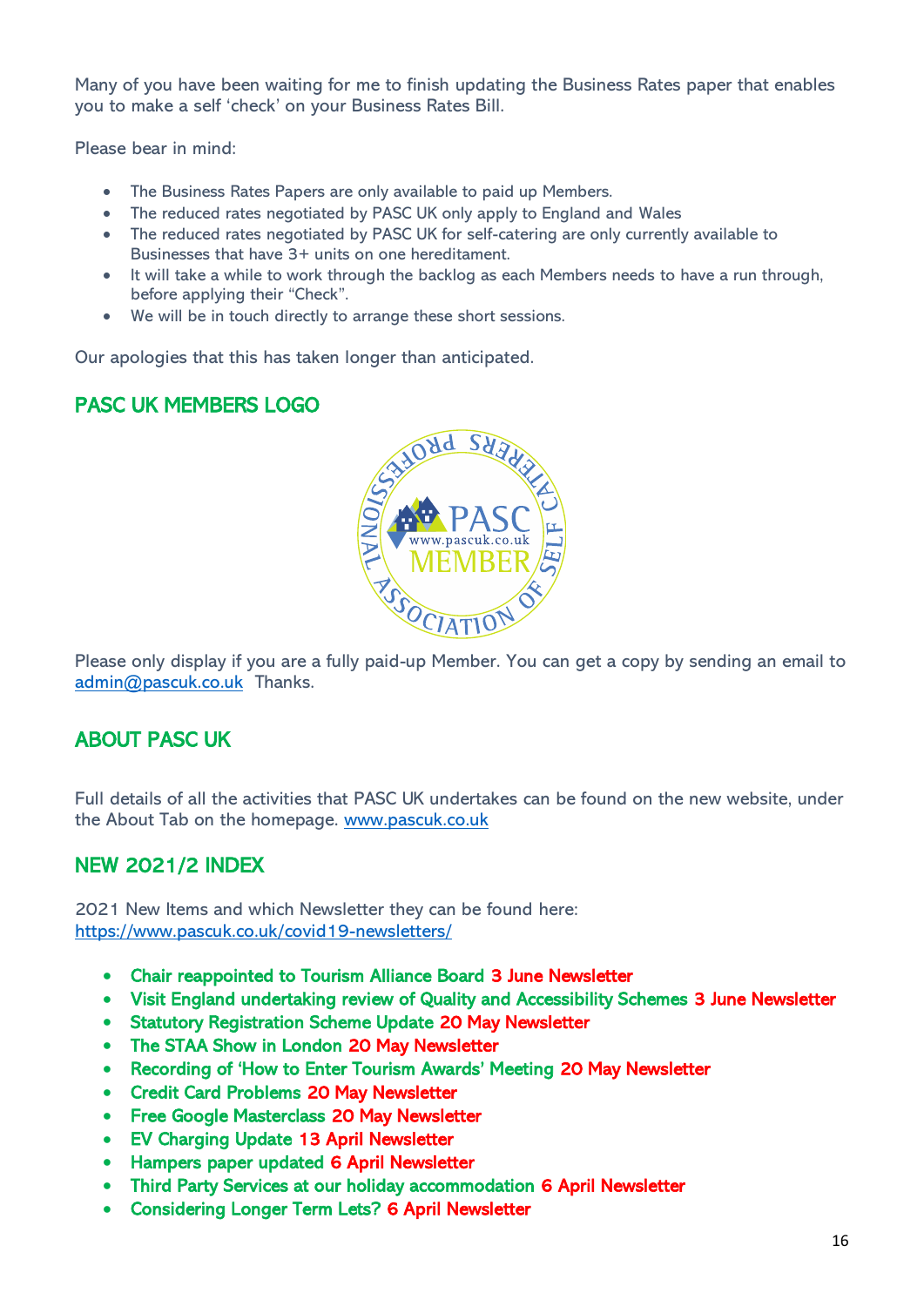Many of you have been waiting for me to finish updating the Business Rates paper that enables you to make a self 'check' on your Business Rates Bill.

Please bear in mind:

- The Business Rates Papers are only available to paid up Members.
- The reduced rates negotiated by PASC UK only apply to England and Wales
- The reduced rates negotiated by PASC UK for self-catering are only currently available to Businesses that have 3+ units on one hereditament.
- It will take a while to work through the backlog as each Members needs to have a run through, before applying their "Check".
- We will be in touch directly to arrange these short sessions.

Our apologies that this has taken longer than anticipated.

## PASC UK MEMBERS LOGO

Please only display if you are a fully paid-up Member. You can get a copy by sending an email to admin@pascuk.co.uk Thanks.

## ABOUT PASC UK

Full details of all the activities that PASC UK undertakes can be found on the new website, under the About Tab on the homepage. www.pascuk.co.uk

## NEW 2021/2 INDEX

2021 New Items and which Newsletter they can be found here: https://www.pascuk.co.uk/covid19-newsletters/

- **Chair reappointed to Tourism Alliance Board 3 June Newsletter**
- **Visit England undertaking review of Quality and Accessibility Schemes 3 June Newsletter**
- **Statutory Registration Scheme Update 20 May Newsletter**
- **The STAA Show in London 20 May Newsletter**
- **Recording of 'How to Enter Tourism Awards' Meeting 20 May Newsletter**
- **Credit Card Problems 20 May Newsletter**
- **Free Google Masterclass 20 May Newsletter**
- **EV Charging Update 13 April Newsletter**
- **Hampers paper updated 6 April Newsletter**
- **Third Party Services at our holiday accommodation 6 April Newsletter**
- **Considering Longer Term Lets? 6 April Newsletter**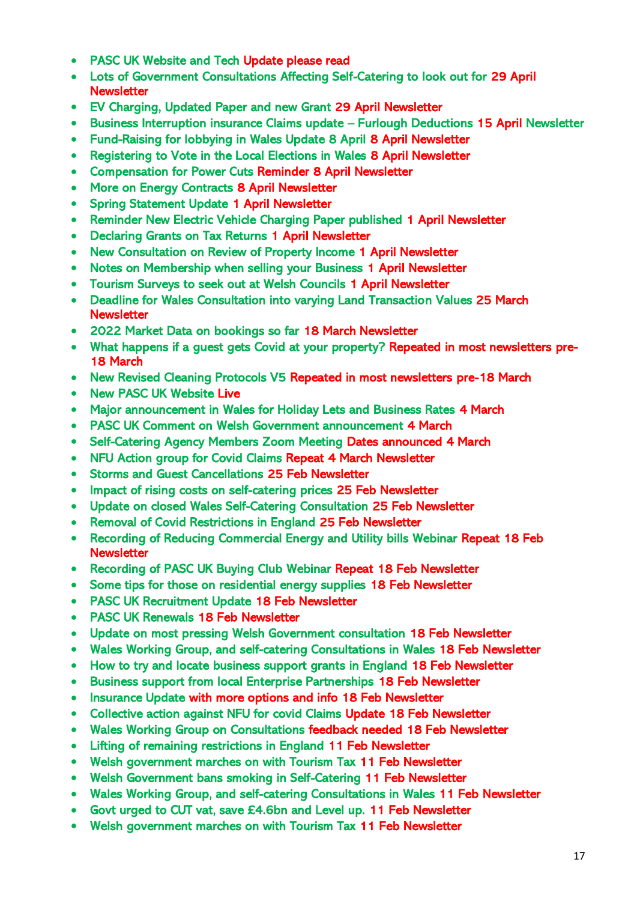- PASC UK Website and Tech Update please read
- Lots of Government Consultations Affecting Self-Catering to look out for 29 April Newsletter
- EV Charging, Updated Paper and new Grant 29 April Newsletter
- Business Interruption insurance Claims update – Furlough Deductions 15 April Newsletter
- Fund-Raising for lobbying in Wales Update 8 April 8 April Newsletter
- Registering to Vote in the Local Elections in Wales 8 April Newsletter
- Compensation for Power Cuts Reminder 8 April Newsletter
- More on Energy Contracts 8 April Newsletter
- Spring Statement Update 1 April Newsletter
- Reminder New Electric Vehicle Charging Paper published 1 April Newsletter
- Declaring Grants on Tax Returns 1 April Newsletter
- New Consultation on Review of Property Income 1 April Newsletter
- Notes on Membership when selling your Business 1 April Newsletter
- Tourism Surveys to seek out at Welsh Councils 1 April Newsletter
- Deadline for Wales Consultation into varying Land Transaction Values 25 March Newsletter
- 2022 Market Data on bookings so far 18 March Newsletter
- What happens if a guest gets Covid at your property? Repeated in most newsletters pre-18 March
- New Revised Cleaning Protocols V5 Repeated in most newsletters pre-18 March
- New PASC UK Website Live
- Major announcement in Wales for Holiday Lets and Business Rates 4 March
- PASC UK Comment on Welsh Government announcement 4 March
- Self-Catering Agency Members Zoom Meeting Dates announced 4 March
- NFU Action group for Covid Claims Repeat 4 March Newsletter
- Storms and Guest Cancellations 25 Feb Newsletter
- Impact of rising costs on self-catering prices 25 Feb Newsletter
- Update on closed Wales Self-Catering Consultation 25 Feb Newsletter
- Removal of Covid Restrictions in England 25 Feb Newsletter
- Recording of Reducing Commercial Energy and Utility bills Webinar Repeat 18 Feb Newsletter
- Recording of PASC UK Buying Club Webinar Repeat 18 Feb Newsletter
- Some tips for those on residential energy supplies 18 Feb Newsletter
- PASC UK Recruitment Update 18 Feb Newsletter
- PASC UK Renewals 18 Feb Newsletter
- Update on most pressing Welsh Government consultation 18 Feb Newsletter
- Wales Working Group, and self-catering Consultations in Wales 18 Feb Newsletter
- How to try and locate business support grants in England 18 Feb Newsletter
- Business support from local Enterprise Partnerships 18 Feb Newsletter
- Insurance Update with more options and info 18 Feb Newsletter
- Collective action against NFU for covid Claims Update 18 Feb Newsletter
- Wales Working Group on Consultations feedback needed 18 Feb Newsletter
- Lifting of remaining restrictions in England 11 Feb Newsletter
- Welsh government marches on with Tourism Tax 11 Feb Newsletter
- Welsh Government bans smoking in Self-Catering 11 Feb Newsletter
- Wales Working Group, and self-catering Consultations in Wales 11 Feb Newsletter
- Govt urged to CUT vat, save £4.6bn and Level up. 11 Feb Newsletter
- Welsh government marches on with Tourism Tax 11 Feb Newsletter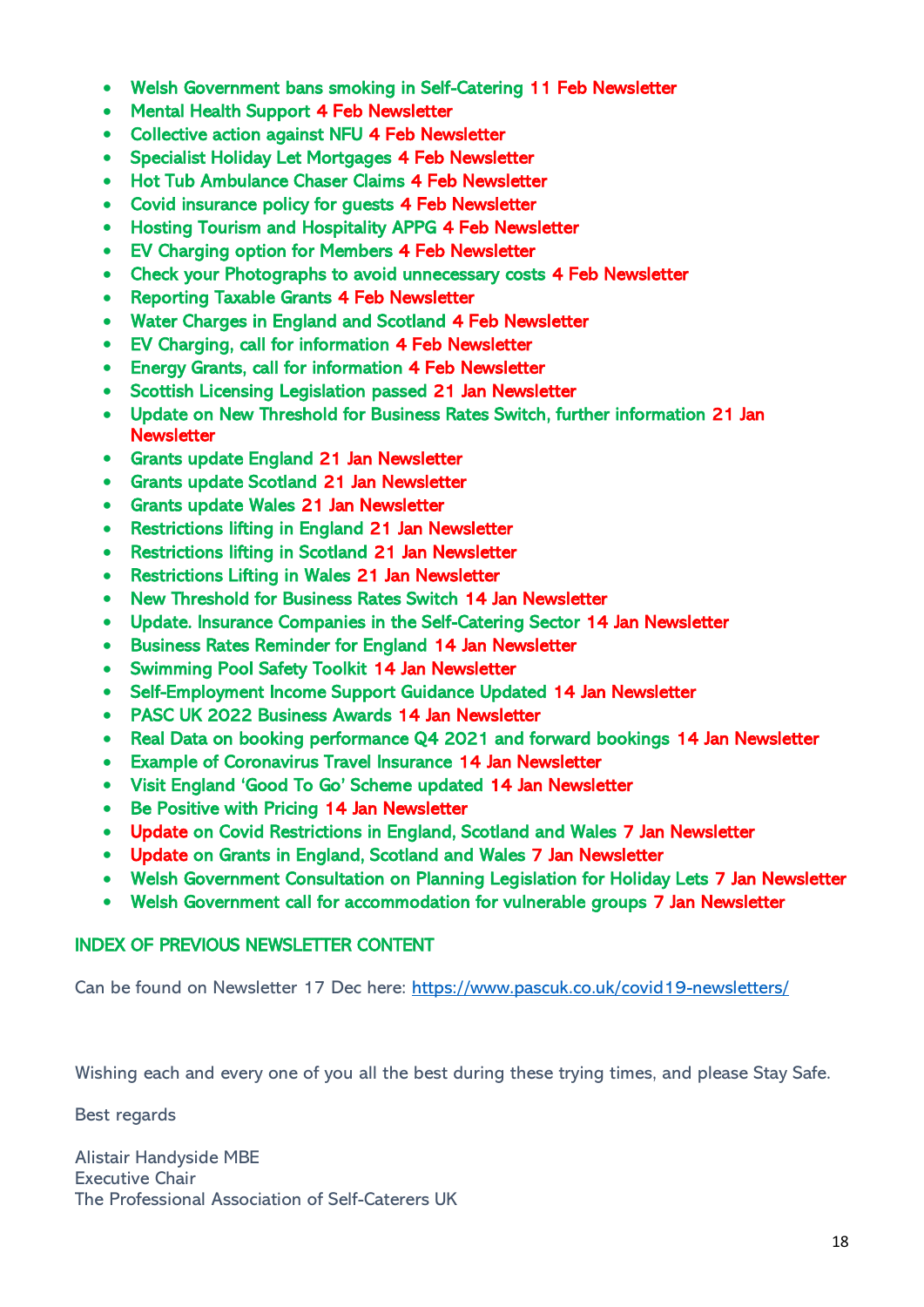- Welsh Government bans smoking in Self-Catering 11 Feb Newsletter
- Mental Health Support 4 Feb Newsletter
- Collective action against NFU 4 Feb Newsletter
- Specialist Holiday Let Mortgages 4 Feb Newsletter
- Hot Tub Ambulance Chaser Claims 4 Feb Newsletter
- Covid insurance policy for guests 4 Feb Newsletter
- Hosting Tourism and Hospitality APPG 4 Feb Newsletter
- EV Charging option for Members 4 Feb Newsletter
- Check your Photographs to avoid unnecessary costs 4 Feb Newsletter
- Reporting Taxable Grants 4 Feb Newsletter
- Water Charges in England and Scotland 4 Feb Newsletter
- EV Charging, call for information 4 Feb Newsletter
- Energy Grants, call for information 4 Feb Newsletter
- Scottish Licensing Legislation passed 21 Jan Newsletter
- Update on New Threshold for Business Rates Switch, further information 21 Jan Newsletter
- Grants update England 21 Jan Newsletter
- Grants update Scotland 21 Jan Newsletter
- Grants update Wales 21 Jan Newsletter
- Restrictions lifting in England 21 Jan Newsletter
- Restrictions lifting in Scotland 21 Jan Newsletter
- Restrictions Lifting in Wales 21 Jan Newsletter
- New Threshold for Business Rates Switch 14 Jan Newsletter
- Update. Insurance Companies in the Self-Catering Sector 14 Jan Newsletter
- Business Rates Reminder for England 14 Jan Newsletter
- Swimming Pool Safety Toolkit 14 Jan Newsletter
- Self-Employment Income Support Guidance Updated 14 Jan Newsletter
- PASC UK 2022 Business Awards 14 Jan Newsletter
- Real Data on booking performance Q4 2021 and forward bookings 14 Jan Newsletter
- Example of Coronavirus Travel Insurance 14 Jan Newsletter
- Visit England 'Good To Go' Scheme updated 14 Jan Newsletter
- Be Positive with Pricing 14 Jan Newsletter
- Update on Covid Restrictions in England, Scotland and Wales 7 Jan Newsletter
- Update on Grants in England, Scotland and Wales 7 Jan Newsletter
- Welsh Government Consultation on Planning Legislation for Holiday Lets 7 Jan Newsletter
- Welsh Government call for accommodation for vulnerable groups 7 Jan Newsletter

## INDEX OF PREVIOUS NEWSLETTER CONTENT

Can be found on Newsletter 17 Dec here: https://www.pascuk.co.uk/covid19-newsletters/

Wishing each and every one of you all the best during these trying times, and please Stay Safe.

Best regards

Alistair Handyside MBE
Executive Chair
The Professional Association of Self-Caterers UK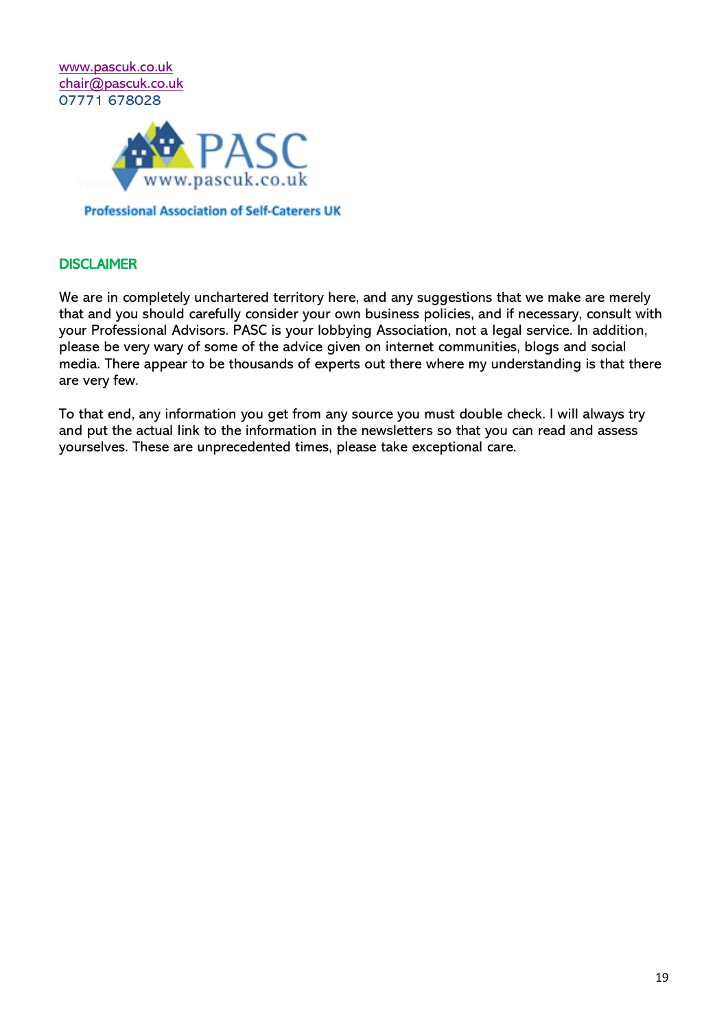www.pascuk.co.uk
chair@pascuk.co.uk
07771 678028

PASC
www.pascuk.co.uk

Professional Association of Self-Caterers UK

## DISCLAIMER

We are in completely unchartered territory here, and any suggestions that we make are merely that and you should carefully consider your own business policies, and if necessary, consult with your Professional Advisors. PASC is your lobbying Association, not a legal service. In addition, please be very wary of some of the advice given on internet communities, blogs and social media. There appear to be thousands of experts out there where my understanding is that there are very few.

To that end, any information you get from any source you must double check. I will always try and put the actual link to the information in the newsletters so that you can read and assess yourselves. These are unprecedented times, please take exceptional care.